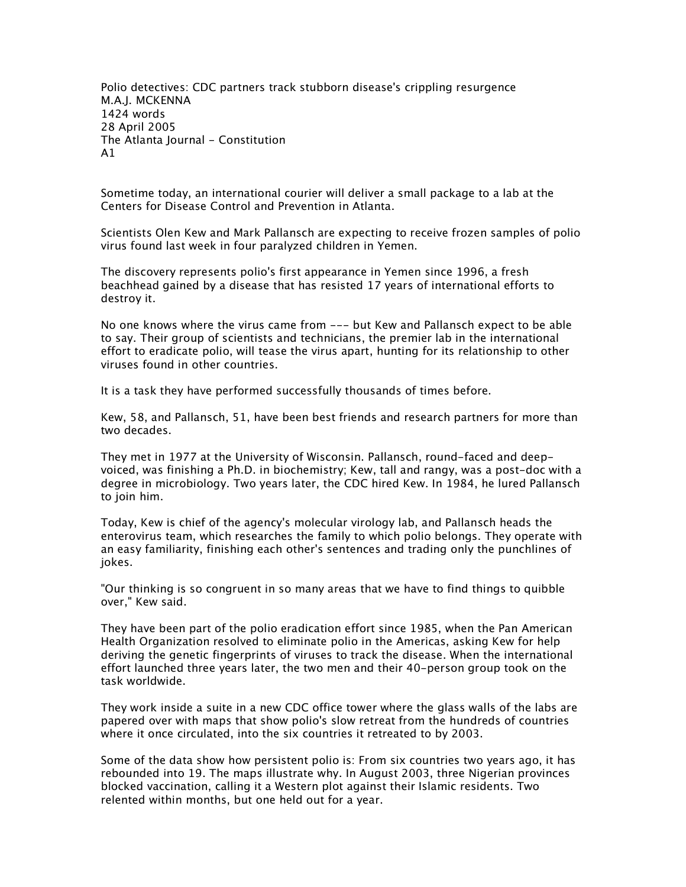Polio detectives: CDC partners track stubborn disease's crippling resurgence
M.A.J. MCKENNA
1424 words
28 April 2005
The Atlanta Journal - Constitution
A1

Sometime today, an international courier will deliver a small package to a lab at the Centers for Disease Control and Prevention in Atlanta.

Scientists Olen Kew and Mark Pallansch are expecting to receive frozen samples of polio virus found last week in four paralyzed children in Yemen.

The discovery represents polio's first appearance in Yemen since 1996, a fresh beachhead gained by a disease that has resisted 17 years of international efforts to destroy it.

No one knows where the virus came from --- but Kew and Pallansch expect to be able to say. Their group of scientists and technicians, the premier lab in the international effort to eradicate polio, will tease the virus apart, hunting for its relationship to other viruses found in other countries.

It is a task they have performed successfully thousands of times before.

Kew, 58, and Pallansch, 51, have been best friends and research partners for more than two decades.

They met in 1977 at the University of Wisconsin. Pallansch, round-faced and deep-voiced, was finishing a Ph.D. in biochemistry; Kew, tall and rangy, was a post-doc with a degree in microbiology. Two years later, the CDC hired Kew. In 1984, he lured Pallansch to join him.

Today, Kew is chief of the agency's molecular virology lab, and Pallansch heads the enterovirus team, which researches the family to which polio belongs. They operate with an easy familiarity, finishing each other's sentences and trading only the punchlines of jokes.

"Our thinking is so congruent in so many areas that we have to find things to quibble over," Kew said.

They have been part of the polio eradication effort since 1985, when the Pan American Health Organization resolved to eliminate polio in the Americas, asking Kew for help deriving the genetic fingerprints of viruses to track the disease. When the international effort launched three years later, the two men and their 40-person group took on the task worldwide.

They work inside a suite in a new CDC office tower where the glass walls of the labs are papered over with maps that show polio's slow retreat from the hundreds of countries where it once circulated, into the six countries it retreated to by 2003.

Some of the data show how persistent polio is: From six countries two years ago, it has rebounded into 19. The maps illustrate why. In August 2003, three Nigerian provinces blocked vaccination, calling it a Western plot against their Islamic residents. Two relented within months, but one held out for a year.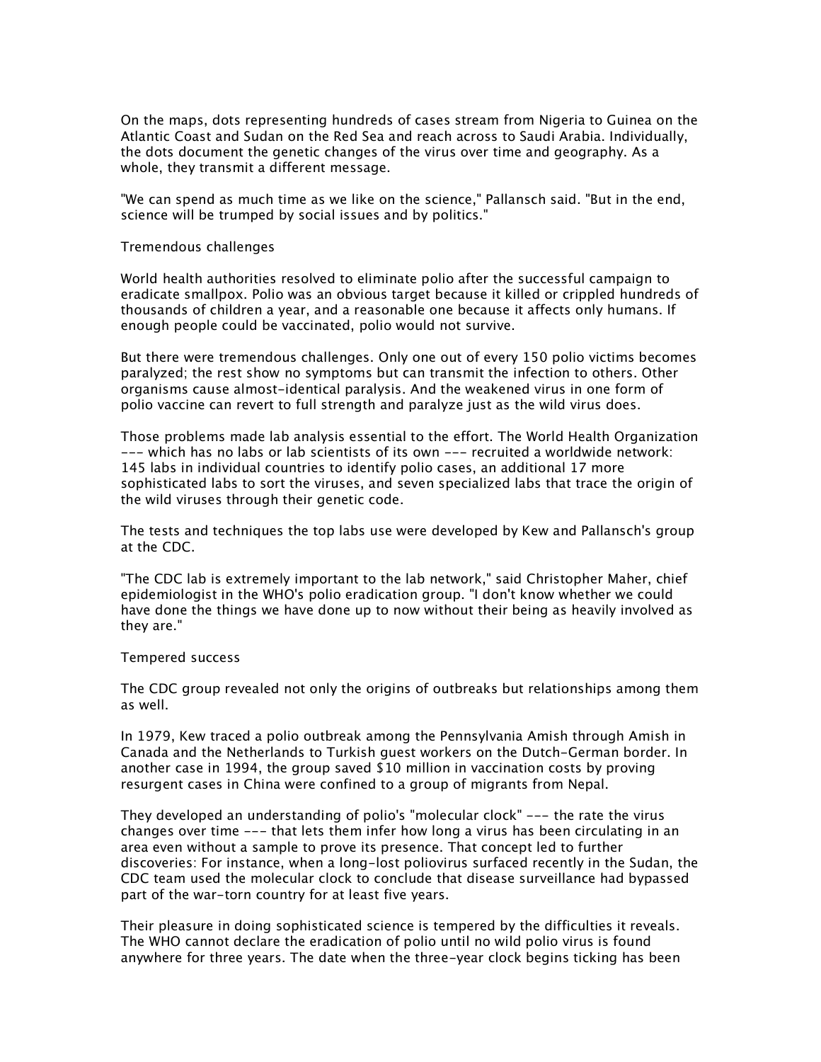On the maps, dots representing hundreds of cases stream from Nigeria to Guinea on the Atlantic Coast and Sudan on the Red Sea and reach across to Saudi Arabia. Individually, the dots document the genetic changes of the virus over time and geography. As a whole, they transmit a different message.

"We can spend as much time as we like on the science," Pallansch said. "But in the end, science will be trumped by social issues and by politics."

## Tremendous challenges

World health authorities resolved to eliminate polio after the successful campaign to eradicate smallpox. Polio was an obvious target because it killed or crippled hundreds of thousands of children a year, and a reasonable one because it affects only humans. If enough people could be vaccinated, polio would not survive.

But there were tremendous challenges. Only one out of every 150 polio victims becomes paralyzed; the rest show no symptoms but can transmit the infection to others. Other organisms cause almost-identical paralysis. And the weakened virus in one form of polio vaccine can revert to full strength and paralyze just as the wild virus does.

Those problems made lab analysis essential to the effort. The World Health Organization --- which has no labs or lab scientists of its own --- recruited a worldwide network: 145 labs in individual countries to identify polio cases, an additional 17 more sophisticated labs to sort the viruses, and seven specialized labs that trace the origin of the wild viruses through their genetic code.

The tests and techniques the top labs use were developed by Kew and Pallansch's group at the CDC.

"The CDC lab is extremely important to the lab network," said Christopher Maher, chief epidemiologist in the WHO's polio eradication group. "I don't know whether we could have done the things we have done up to now without their being as heavily involved as they are."

## Tempered success

The CDC group revealed not only the origins of outbreaks but relationships among them as well.

In 1979, Kew traced a polio outbreak among the Pennsylvania Amish through Amish in Canada and the Netherlands to Turkish guest workers on the Dutch-German border. In another case in 1994, the group saved $10 million in vaccination costs by proving resurgent cases in China were confined to a group of migrants from Nepal.

They developed an understanding of polio's "molecular clock" --- the rate the virus changes over time --- that lets them infer how long a virus has been circulating in an area even without a sample to prove its presence. That concept led to further discoveries: For instance, when a long-lost poliovirus surfaced recently in the Sudan, the CDC team used the molecular clock to conclude that disease surveillance had bypassed part of the war-torn country for at least five years.

Their pleasure in doing sophisticated science is tempered by the difficulties it reveals. The WHO cannot declare the eradication of polio until no wild polio virus is found anywhere for three years. The date when the three-year clock begins ticking has been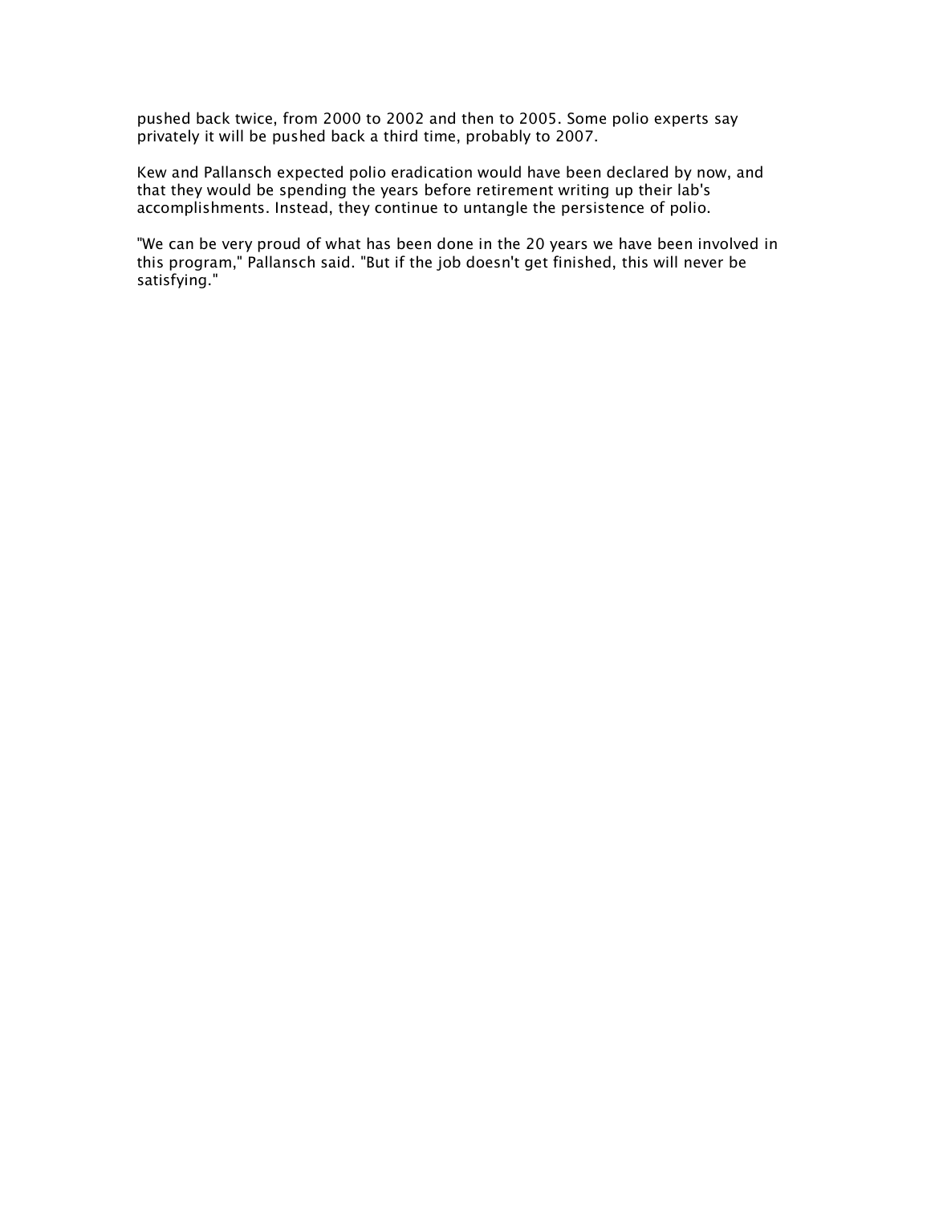pushed back twice, from 2000 to 2002 and then to 2005. Some polio experts say privately it will be pushed back a third time, probably to 2007.

Kew and Pallansch expected polio eradication would have been declared by now, and that they would be spending the years before retirement writing up their lab's accomplishments. Instead, they continue to untangle the persistence of polio.

"We can be very proud of what has been done in the 20 years we have been involved in this program," Pallansch said. "But if the job doesn't get finished, this will never be satisfying."